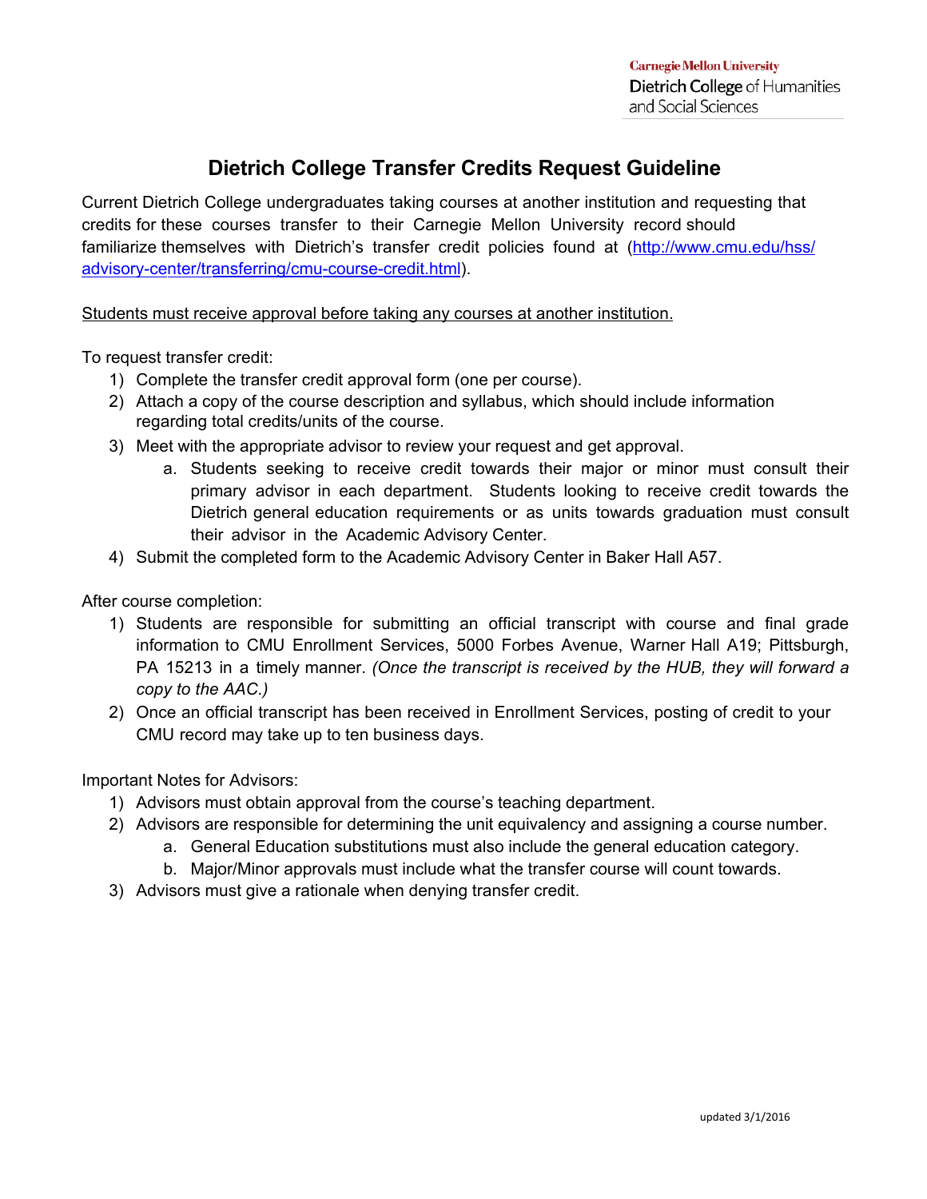Carnegie Mellon University
Dietrich College of Humanities and Social Sciences

# Dietrich College Transfer Credits Request Guideline

Current Dietrich College undergraduates taking courses at another institution and requesting that credits for these courses transfer to their Carnegie Mellon University record should familiarize themselves with Dietrich's transfer credit policies found at (http://www.cmu.edu/hss/advisory-center/transferring/cmu-course-credit.html).

<u>Students must receive approval before taking any courses at another institution.</u>

To request transfer credit:

1) Complete the transfer credit approval form (one per course).
2) Attach a copy of the course description and syllabus, which should include information regarding total credits/units of the course.
3) Meet with the appropriate advisor to review your request and get approval.
   a. Students seeking to receive credit towards their major or minor must consult their primary advisor in each department. Students looking to receive credit towards the Dietrich general education requirements or as units towards graduation must consult their advisor in the Academic Advisory Center.
4) Submit the completed form to the Academic Advisory Center in Baker Hall A57.

After course completion:

1) Students are responsible for submitting an official transcript with course and final grade information to CMU Enrollment Services, 5000 Forbes Avenue, Warner Hall A19; Pittsburgh, PA 15213 in a timely manner. *(Once the transcript is received by the HUB, they will forward a copy to the AAC.)*
2) Once an official transcript has been received in Enrollment Services, posting of credit to your CMU record may take up to ten business days.

Important Notes for Advisors:

1) Advisors must obtain approval from the course's teaching department.
2) Advisors are responsible for determining the unit equivalency and assigning a course number.
   a. General Education substitutions must also include the general education category.
   b. Major/Minor approvals must include what the transfer course will count towards.
3) Advisors must give a rationale when denying transfer credit.

updated 3/1/2016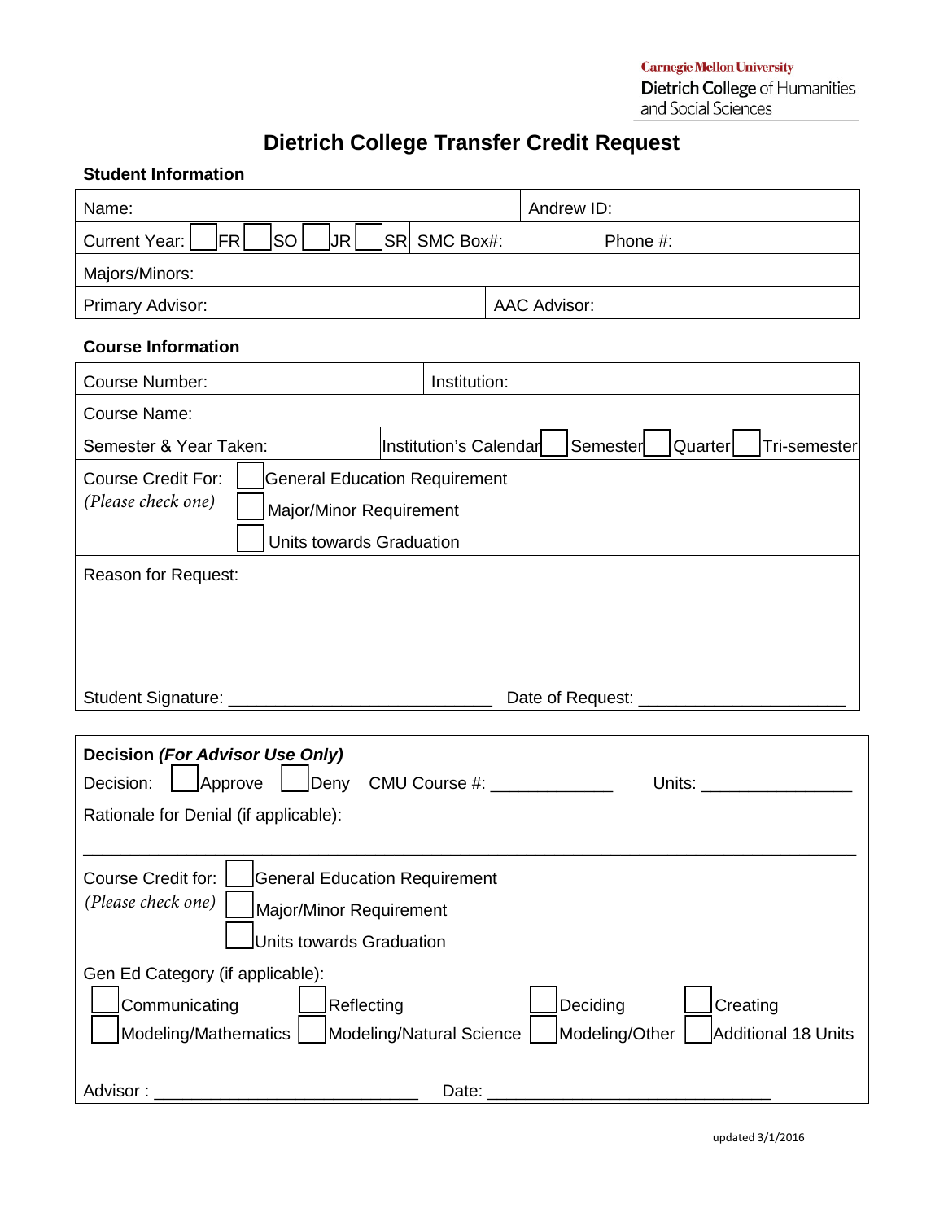Carnegie Mellon University
Dietrich College of Humanities and Social Sciences

# Dietrich College Transfer Credit Request

### Student Information

| | | |
|---|---|---|
| Name: | | Andrew ID: |
| Current Year: ☐ FR ☐ SO ☐ JR ☐ SR | SMC Box#: | Phone #: |
| Majors/Minors: | | |
| Primary Advisor: | | AAC Advisor: |

### Course Information

| | |
|---|---|
| Course Number: | Institution: |
| Course Name: | |
| Semester & Year Taken: | Institution's Calendar ☐ Semester ☐ Quarter ☐ Tri-semester |

Course Credit For: ☐ General Education Requirement
*(Please check one)* ☐ Major/Minor Requirement
☐ Units towards Graduation

Reason for Request:

Student Signature: ____________________________ Date of Request: ______________________

---

**Decision *(For Advisor Use Only)***

Decision: ☐ Approve ☐ Deny CMU Course #: _____________ Units: ________________

Rationale for Denial (if applicable):

_____________________________________________________________________________

Course Credit for: ☐ General Education Requirement
*(Please check one)* ☐ Major/Minor Requirement
☐ Units towards Graduation

Gen Ed Category (if applicable):

☐ Communicating ☐ Reflecting ☐ Deciding ☐ Creating
☐ Modeling/Mathematics ☐ Modeling/Natural Science ☐ Modeling/Other ☐ Additional 18 Units

Advisor : ____________________________ Date: ______________________________

updated 3/1/2016